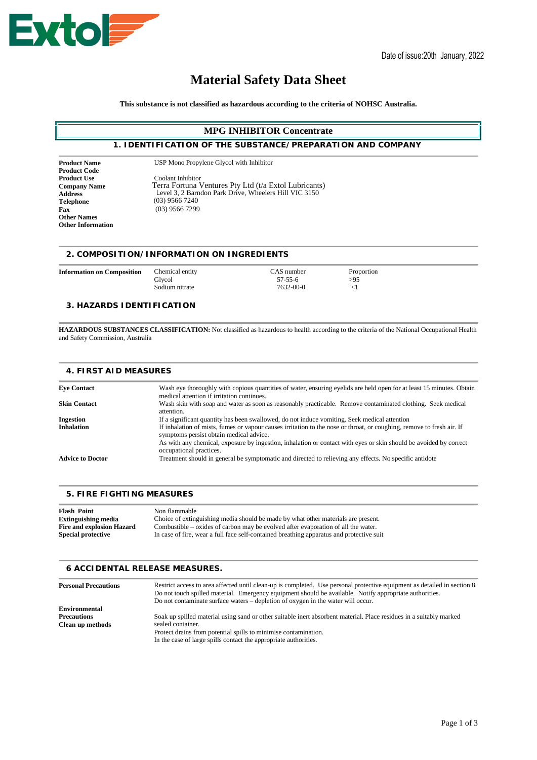Extol

Date of issue:20th January, 2022

# Material Safety Data Sheet

**This substance is not classified as hazardous according to the criteria of NOHSC Australia.**

## MPG INHIBITOR Concentrate

## 1. IDENTIFICATION OF THE SUBSTANCE/PREPARATION AND COMPANY

| | |
|---|---|
| **Product Name** | USP Mono Propylene Glycol with Inhibitor |
| **Product Code** | |
| **Product Use** | Coolant Inhibitor |
| **Company Name** | Terra Fortuna Ventures Pty Ltd (t/a Extol Lubricants) |
| **Address** | Level 3, 2 Barndon Park Drive, Wheelers Hill VIC 3150 |
| **Telephone** | (03) 9566 7240 |
| **Fax** | (03) 9566 7299 |
| **Other Names** | |
| **Other Information** | |

## 2. COMPOSITION/INFORMATION ON INGREDIENTS

| **Information on Composition** | Chemical entity | CAS number | Proportion |
|---|---|---|---|
| | Glycol | 57-55-6 | >95 |
| | Sodium nitrate | 7632-00-0 | <1 |

## 3. HAZARDS IDENTIFICATION

**HAZARDOUS SUBSTANCES CLASSIFICATION:** Not classified as hazardous to health according to the criteria of the National Occupational Health and Safety Commission, Australia

## 4. FIRST AID MEASURES

| | |
|---|---|
| **Eye Contact** | Wash eye thoroughly with copious quantities of water, ensuring eyelids are held open for at least 15 minutes. Obtain medical attention if irritation continues. |
| **Skin Contact** | Wash skin with soap and water as soon as reasonably practicable. Remove contaminated clothing. Seek medical attention. |
| **Ingestion** | If a significant quantity has been swallowed, do not induce vomiting. Seek medical attention |
| **Inhalation** | If inhalation of mists, fumes or vapour causes irritation to the nose or throat, or coughing, remove to fresh air. If symptoms persist obtain medical advice. |
| | As with any chemical, exposure by ingestion, inhalation or contact with eyes or skin should be avoided by correct occupational practices. |
| **Advice to Doctor** | Treatment should in general be symptomatic and directed to relieving any effects. No specific antidote |

## 5. FIRE FIGHTING MEASURES

| | |
|---|---|
| **Flash Point** | Non flammable |
| **Extinguishing media** | Choice of extinguishing media should be made by what other materials are present. |
| **Fire and explosion Hazard** | Combustible – oxides of carbon may be evolved after evaporation of all the water. |
| **Special protective** | In case of fire, wear a full face self-contained breathing apparatus and protective suit |

## 6 ACCIDENTAL RELEASE MEASURES.

| | |
|---|---|
| **Personal Precautions** | Restrict access to area affected until clean-up is completed. Use personal protective equipment as detailed in section 8. Do not touch spilled material. Emergency equipment should be available. Notify appropriate authorities. Do not contaminate surface waters – depletion of oxygen in the water will occur. |
| **Environmental Precautions** | |
| **Clean up methods** | Soak up spilled material using sand or other suitable inert absorbent material. Place residues in a suitably marked sealed container. Protect drains from potential spills to minimise contamination. In the case of large spills contact the appropriate authorities. |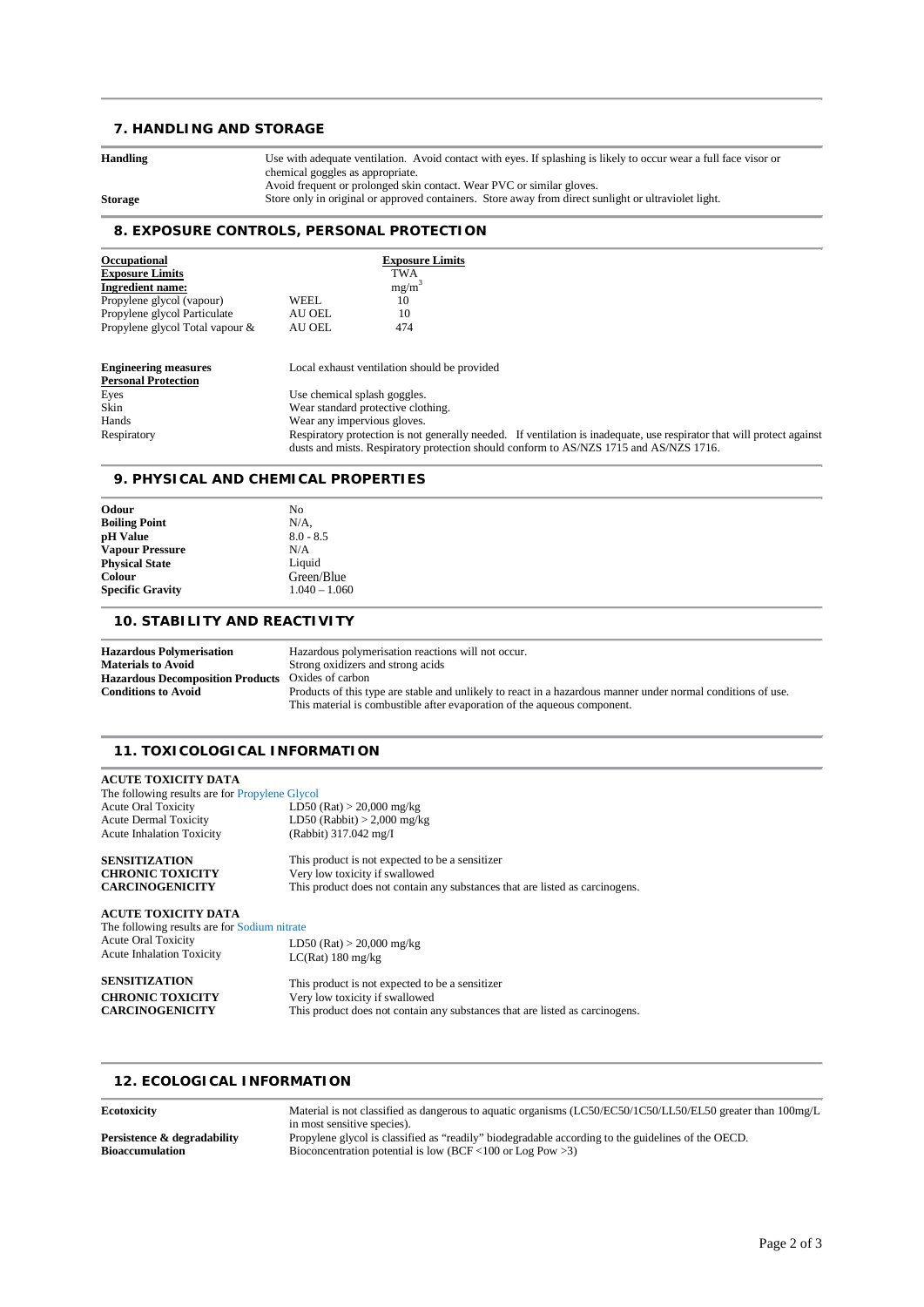## 7. HANDLING AND STORAGE

| | |
|---|---|
| **Handling** | Use with adequate ventilation. Avoid contact with eyes. If splashing is likely to occur wear a full face visor or chemical goggles as appropriate. Avoid frequent or prolonged skin contact. Wear PVC or similar gloves. |
| **Storage** | Store only in original or approved containers. Store away from direct sunlight or ultraviolet light. |

## 8. EXPOSURE CONTROLS, PERSONAL PROTECTION

| **Occupational Exposure Limits** | | **Exposure Limits** |
|---|---|---|
| **Ingredient name:** | | TWA $mg/m^3$ |
| Propylene glycol (vapour) | WEEL | 10 |
| Propylene glycol Particulate | AU OEL | 10 |
| Propylene glycol Total vapour & | AU OEL | 474 |

| | |
|---|---|
| **Engineering measures** | Local exhaust ventilation should be provided |
| **Personal Protection** | |
| Eyes | Use chemical splash goggles. |
| Skin | Wear standard protective clothing. |
| Hands | Wear any impervious gloves. |
| Respiratory | Respiratory protection is not generally needed. If ventilation is inadequate, use respirator that will protect against dusts and mists. Respiratory protection should conform to AS/NZS 1715 and AS/NZS 1716. |

## 9. PHYSICAL AND CHEMICAL PROPERTIES

| | |
|---|---|
| **Odour** | No |
| **Boiling Point** | N/A, |
| **pH Value** | 8.0 - 8.5 |
| **Vapour Pressure** | N/A |
| **Physical State** | Liquid |
| **Colour** | Green/Blue |
| **Specific Gravity** | 1.040 – 1.060 |

## 10. STABILITY AND REACTIVITY

| | |
|---|---|
| **Hazardous Polymerisation** | Hazardous polymerisation reactions will not occur. |
| **Materials to Avoid** | Strong oxidizers and strong acids |
| **Hazardous Decomposition Products** | Oxides of carbon |
| **Conditions to Avoid** | Products of this type are stable and unlikely to react in a hazardous manner under normal conditions of use. This material is combustible after evaporation of the aqueous component. |

## 11. TOXICOLOGICAL INFORMATION

**ACUTE TOXICITY DATA**

The following results are for Propylene Glycol

| | |
|---|---|
| Acute Oral Toxicity | LD50 (Rat) > 20,000 mg/kg |
| Acute Dermal Toxicity | LD50 (Rabbit) > 2,000 mg/kg |
| Acute Inhalation Toxicity | (Rabbit) 317.042 mg/I |

| | |
|---|---|
| **SENSITIZATION** | This product is not expected to be a sensitizer |
| **CHRONIC TOXICITY** | Very low toxicity if swallowed |
| **CARCINOGENICITY** | This product does not contain any substances that are listed as carcinogens. |

**ACUTE TOXICITY DATA**

The following results are for Sodium nitrate

| | |
|---|---|
| Acute Oral Toxicity | LD50 (Rat) > 20,000 mg/kg |
| Acute Inhalation Toxicity | LC(Rat) 180 mg/kg |

| | |
|---|---|
| **SENSITIZATION** | This product is not expected to be a sensitizer |
| **CHRONIC TOXICITY** | Very low toxicity if swallowed |
| **CARCINOGENICITY** | This product does not contain any substances that are listed as carcinogens. |

## 12. ECOLOGICAL INFORMATION

| | |
|---|---|
| **Ecotoxicity** | Material is not classified as dangerous to aquatic organisms (LC50/EC50/1C50/LL50/EL50 greater than 100mg/L in most sensitive species). |
| **Persistence & degradability** | Propylene glycol is classified as "readily" biodegradable according to the guidelines of the OECD. |
| **Bioaccumulation** | Bioconcentration potential is low (BCF <100 or Log Pow >3) |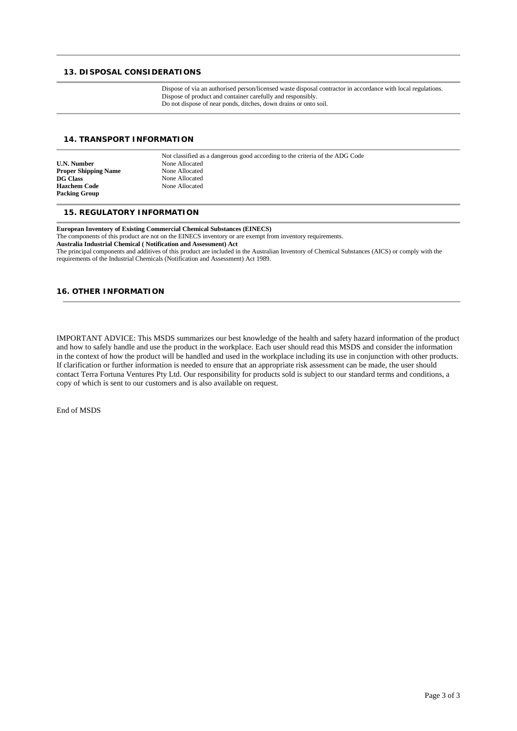## 13. DISPOSAL CONSIDERATIONS

Dispose of via an authorised person/licensed waste disposal contractor in accordance with local regulations.
Dispose of product and container carefully and responsibly.
Do not dispose of near ponds, ditches, down drains or onto soil.

## 14. TRANSPORT INFORMATION

Not classified as a dangerous good according to the criteria of the ADG Code

| | |
|---|---|
| **U.N. Number** | None Allocated |
| **Proper Shipping Name** | None Allocated |
| **DG Class** | None Allocated |
| **Hazchem Code** | None Allocated |
| **Packing Group** | |

## 15. REGULATORY INFORMATION

**European Inventory of Existing Commercial Chemical Substances (EINECS)**
The components of this product are not on the EINECS inventory or are exempt from inventory requirements.
**Australia Industrial Chemical ( Notification and Assessment) Act**
The principal components and additives of this product are included in the Australian Inventory of Chemical Substances (AICS) or comply with the requirements of the Industrial Chemicals (Notification and Assessment) Act 1989.

## 16. OTHER INFORMATION

IMPORTANT ADVICE: This MSDS summarizes our best knowledge of the health and safety hazard information of the product and how to safely handle and use the product in the workplace. Each user should read this MSDS and consider the information in the context of how the product will be handled and used in the workplace including its use in conjunction with other products. If clarification or further information is needed to ensure that an appropriate risk assessment can be made, the user should contact Terra Fortuna Ventures Pty Ltd. Our responsibility for products sold is subject to our standard terms and conditions, a copy of which is sent to our customers and is also available on request.

End of MSDS